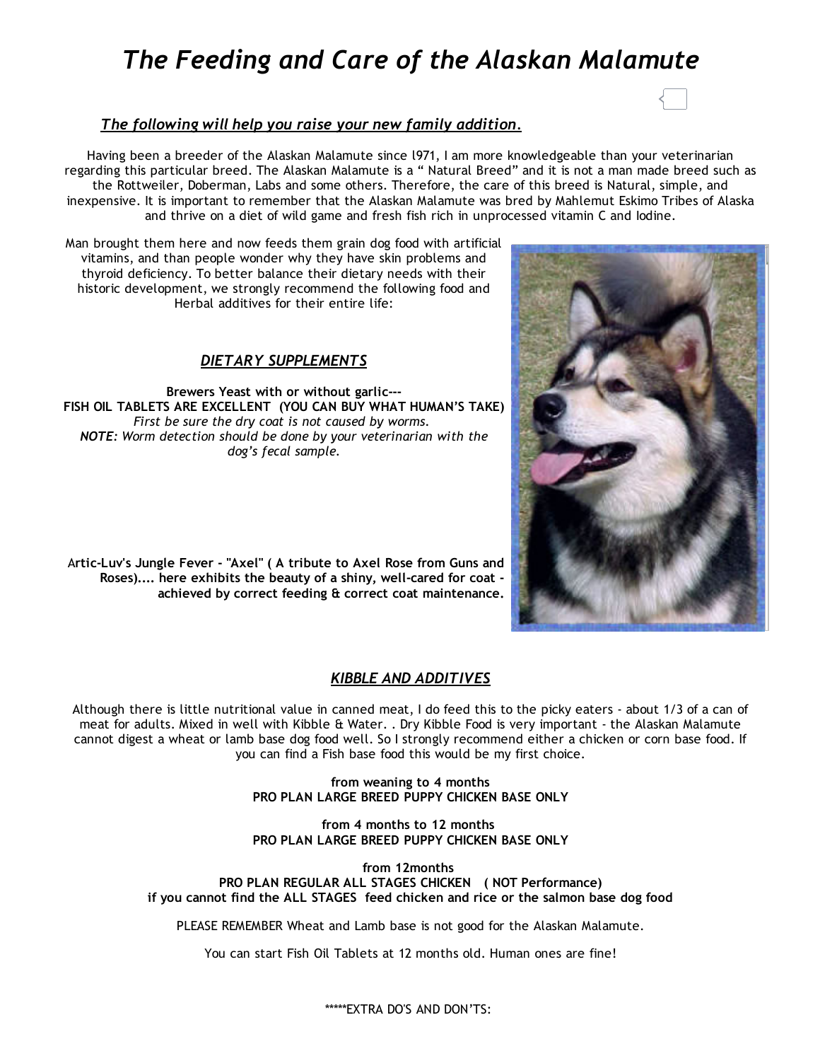# *The Feeding and Care of the Alaskan Malamute*

### ***The following will help you raise your new family addition.***

Having been a breeder of the Alaskan Malamute since l971, I am more knowledgeable than your veterinarian regarding this particular breed. The Alaskan Malamute is a " Natural Breed" and it is not a man made breed such as the Rottweiler, Doberman, Labs and some others. Therefore, the care of this breed is Natural, simple, and inexpensive. It is important to remember that the Alaskan Malamute was bred by Mahlemut Eskimo Tribes of Alaska and thrive on a diet of wild game and fresh fish rich in unprocessed vitamin C and Iodine.

Man brought them here and now feeds them grain dog food with artificial vitamins, and than people wonder why they have skin problems and thyroid deficiency. To better balance their dietary needs with their historic development, we strongly recommend the following food and Herbal additives for their entire life:

### ***DIETARY SUPPLEMENTS***

**Brewers Yeast with or without garlic---**
**FISH OIL TABLETS ARE EXCELLENT (YOU CAN BUY WHAT HUMAN'S TAKE)**
*First be sure the dry coat is not caused by worms.*
***NOTE:*** *Worm detection should be done by your veterinarian with the dog's fecal sample.*

**Artic-Luv's Jungle Fever - "Axel" ( A tribute to Axel Rose from Guns and Roses).... here exhibits the beauty of a shiny, well-cared for coat - achieved by correct feeding & correct coat maintenance.**

### ***KIBBLE AND ADDITIVES***

Although there is little nutritional value in canned meat, I do feed this to the picky eaters - about 1/3 of a can of meat for adults. Mixed in well with Kibble & Water. . Dry Kibble Food is very important - the Alaskan Malamute cannot digest a wheat or lamb base dog food well. So I strongly recommend either a chicken or corn base food. If you can find a Fish base food this would be my first choice.

**from weaning to 4 months**
**PRO PLAN LARGE BREED PUPPY CHICKEN BASE ONLY**

**from 4 months to 12 months**
**PRO PLAN LARGE BREED PUPPY CHICKEN BASE ONLY**

**from 12months**
**PRO PLAN REGULAR ALL STAGES CHICKEN ( NOT Performance)**
**if you cannot find the ALL STAGES feed chicken and rice or the salmon base dog food**

PLEASE REMEMBER Wheat and Lamb base is not good for the Alaskan Malamute.

You can start Fish Oil Tablets at 12 months old. Human ones are fine!

*****EXTRA DO'S AND DON'TS: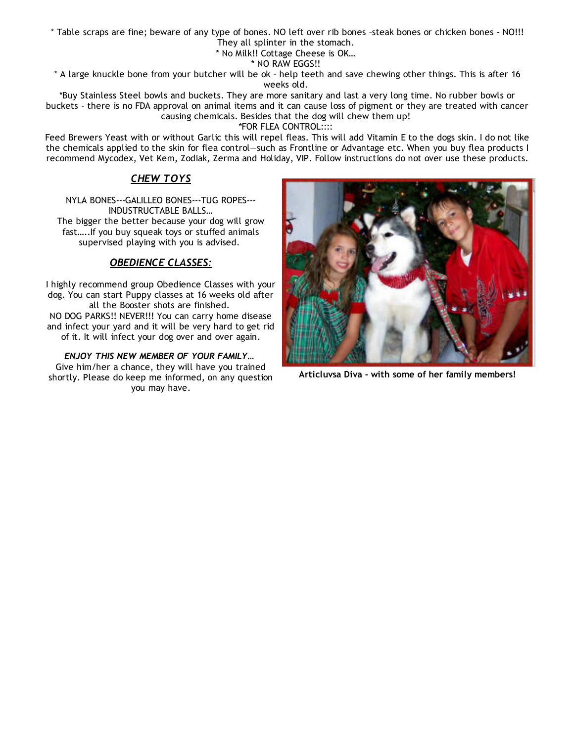* Table scraps are fine; beware of any type of bones. NO left over rib bones –steak bones or chicken bones - NO!!! They all splinter in the stomach.

* No Milk!! Cottage Cheese is OK…

* NO RAW EGGS!!

* A large knuckle bone from your butcher will be ok – help teeth and save chewing other things. This is after 16 weeks old.

*Buy Stainless Steel bowls and buckets. They are more sanitary and last a very long time. No rubber bowls or buckets - there is no FDA approval on animal items and it can cause loss of pigment or they are treated with cancer causing chemicals. Besides that the dog will chew them up!

*FOR FLEA CONTROL::::

Feed Brewers Yeast with or without Garlic this will repel fleas. This will add Vitamin E to the dogs skin. I do not like the chemicals applied to the skin for flea control—such as Frontline or Advantage etc. When you buy flea products I recommend Mycodex, Vet Kem, Zodiak, Zerma and Holiday, VIP. Follow instructions do not over use these products.

## ***CHEW TOYS***

NYLA BONES---GALILLEO BONES---TUG ROPES---INDUSTRUCTABLE BALLS…
The bigger the better because your dog will grow fast…..If you buy squeak toys or stuffed animals supervised playing with you is advised.

## ***OBEDIENCE CLASSES:***

I highly recommend group Obedience Classes with your dog. You can start Puppy classes at 16 weeks old after all the Booster shots are finished.
NO DOG PARKS!! NEVER!!! You can carry home disease and infect your yard and it will be very hard to get rid of it. It will infect your dog over and over again.

***ENJOY THIS NEW MEMBER OF YOUR FAMILY…***
Give him/her a chance, they will have you trained shortly. Please do keep me informed, on any question you may have.

**Articluvsa Diva - with some of her family members!**